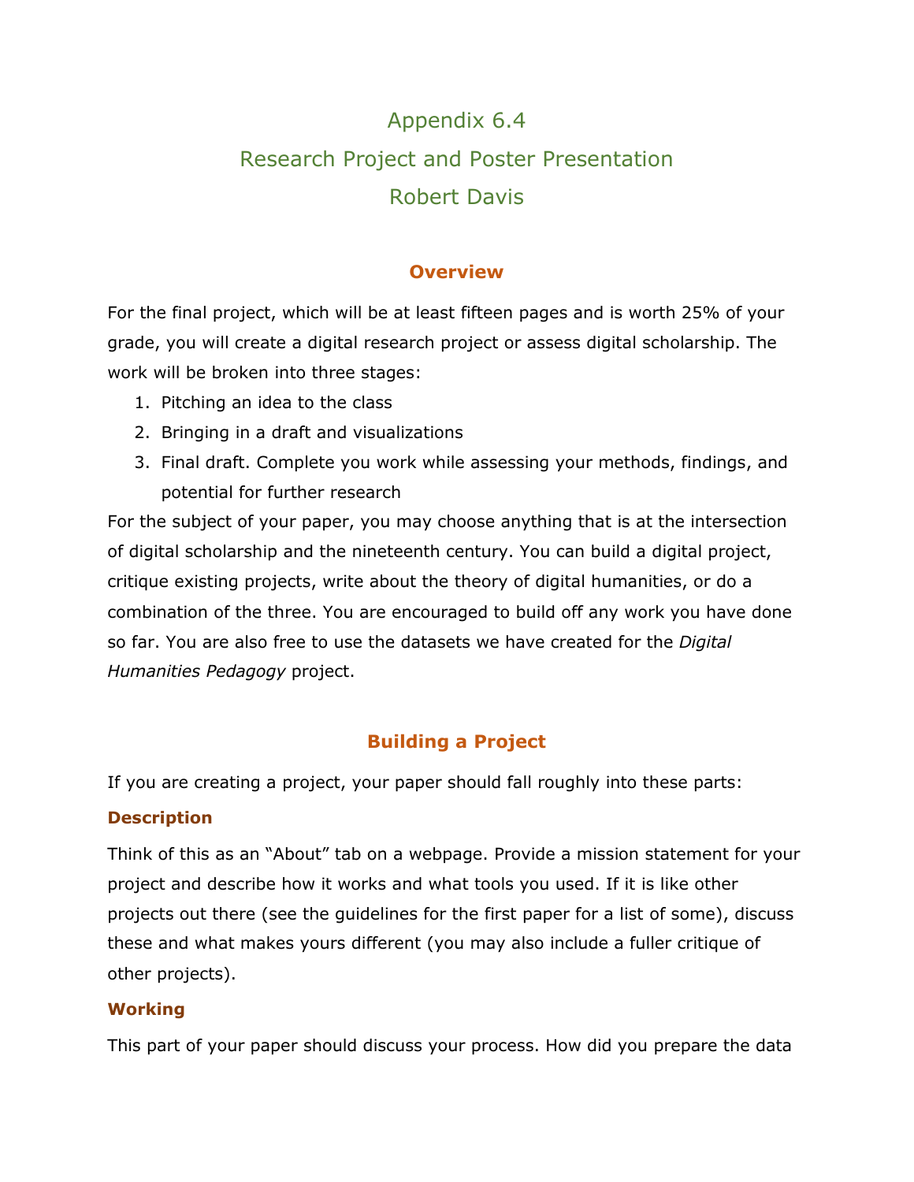# Appendix 6.4
# Research Project and Poster Presentation
# Robert Davis

## Overview

For the final project, which will be at least fifteen pages and is worth 25% of your grade, you will create a digital research project or assess digital scholarship. The work will be broken into three stages:

1. Pitching an idea to the class
2. Bringing in a draft and visualizations
3. Final draft. Complete you work while assessing your methods, findings, and potential for further research

For the subject of your paper, you may choose anything that is at the intersection of digital scholarship and the nineteenth century. You can build a digital project, critique existing projects, write about the theory of digital humanities, or do a combination of the three. You are encouraged to build off any work you have done so far. You are also free to use the datasets we have created for the *Digital Humanities Pedagogy* project.

## Building a Project

If you are creating a project, your paper should fall roughly into these parts:

### Description

Think of this as an "About" tab on a webpage. Provide a mission statement for your project and describe how it works and what tools you used. If it is like other projects out there (see the guidelines for the first paper for a list of some), discuss these and what makes yours different (you may also include a fuller critique of other projects).

### Working

This part of your paper should discuss your process. How did you prepare the data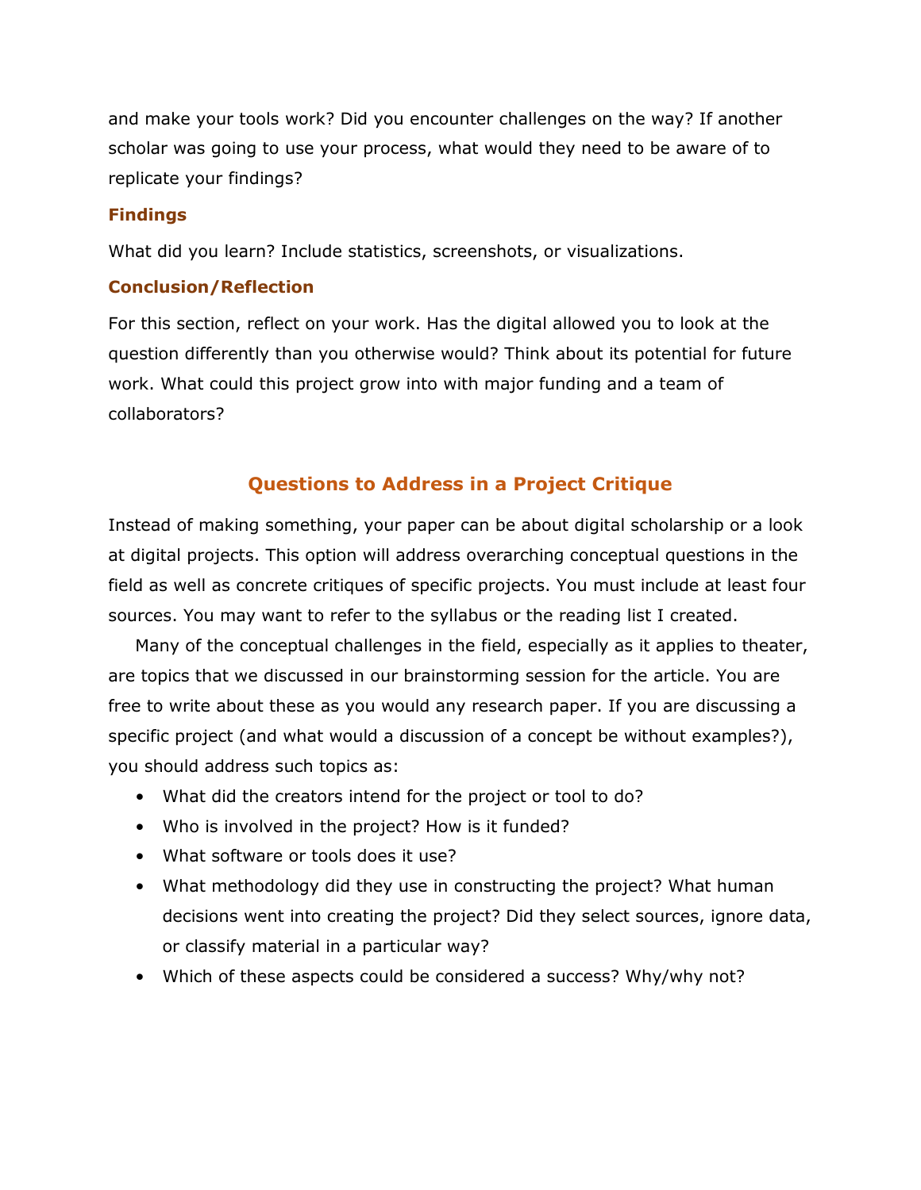and make your tools work? Did you encounter challenges on the way? If another scholar was going to use your process, what would they need to be aware of to replicate your findings?

### Findings

What did you learn? Include statistics, screenshots, or visualizations.

### Conclusion/Reflection

For this section, reflect on your work. Has the digital allowed you to look at the question differently than you otherwise would? Think about its potential for future work. What could this project grow into with major funding and a team of collaborators?

## Questions to Address in a Project Critique

Instead of making something, your paper can be about digital scholarship or a look at digital projects. This option will address overarching conceptual questions in the field as well as concrete critiques of specific projects. You must include at least four sources. You may want to refer to the syllabus or the reading list I created.

Many of the conceptual challenges in the field, especially as it applies to theater, are topics that we discussed in our brainstorming session for the article. You are free to write about these as you would any research paper. If you are discussing a specific project (and what would a discussion of a concept be without examples?), you should address such topics as:

- What did the creators intend for the project or tool to do?
- Who is involved in the project? How is it funded?
- What software or tools does it use?
- What methodology did they use in constructing the project? What human decisions went into creating the project? Did they select sources, ignore data, or classify material in a particular way?
- Which of these aspects could be considered a success? Why/why not?